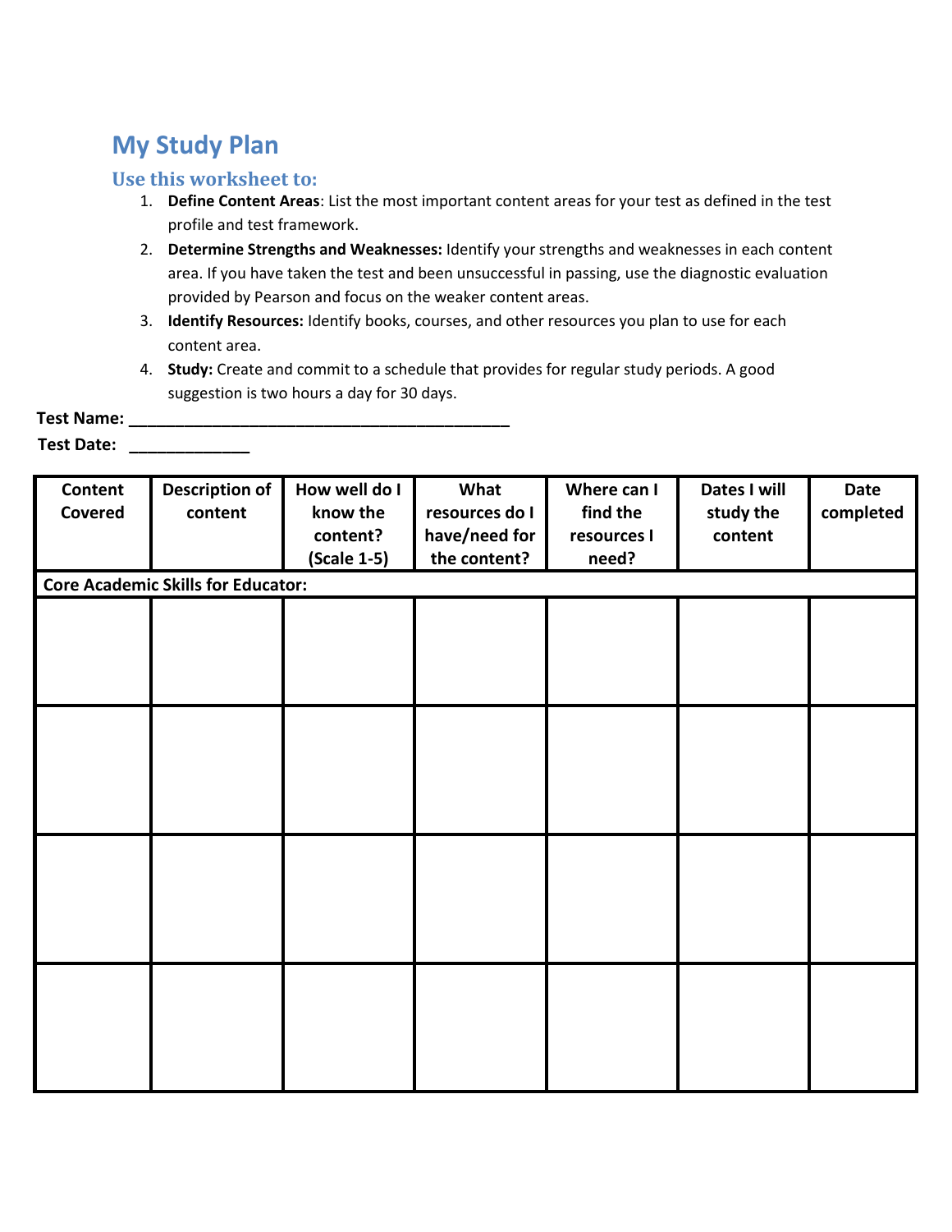# My Study Plan

## Use this worksheet to:

1. **Define Content Areas**: List the most important content areas for your test as defined in the test profile and test framework.
2. **Determine Strengths and Weaknesses:** Identify your strengths and weaknesses in each content area. If you have taken the test and been unsuccessful in passing, use the diagnostic evaluation provided by Pearson and focus on the weaker content areas.
3. **Identify Resources:** Identify books, courses, and other resources you plan to use for each content area.
4. **Study:** Create and commit to a schedule that provides for regular study periods. A good suggestion is two hours a day for 30 days.

**Test Name:** ___________________________________________

**Test Date:** _____________

| Content Covered | Description of content | How well do I know the content? (Scale 1-5) | What resources do I have/need for the content? | Where can I find the resources I need? | Dates I will study the content | Date completed |
|---|---|---|---|---|---|---|
| **Core Academic Skills for Educator:** | | | | | | |
| | | | | | | |
| | | | | | | |
| | | | | | | |
| | | | | | | |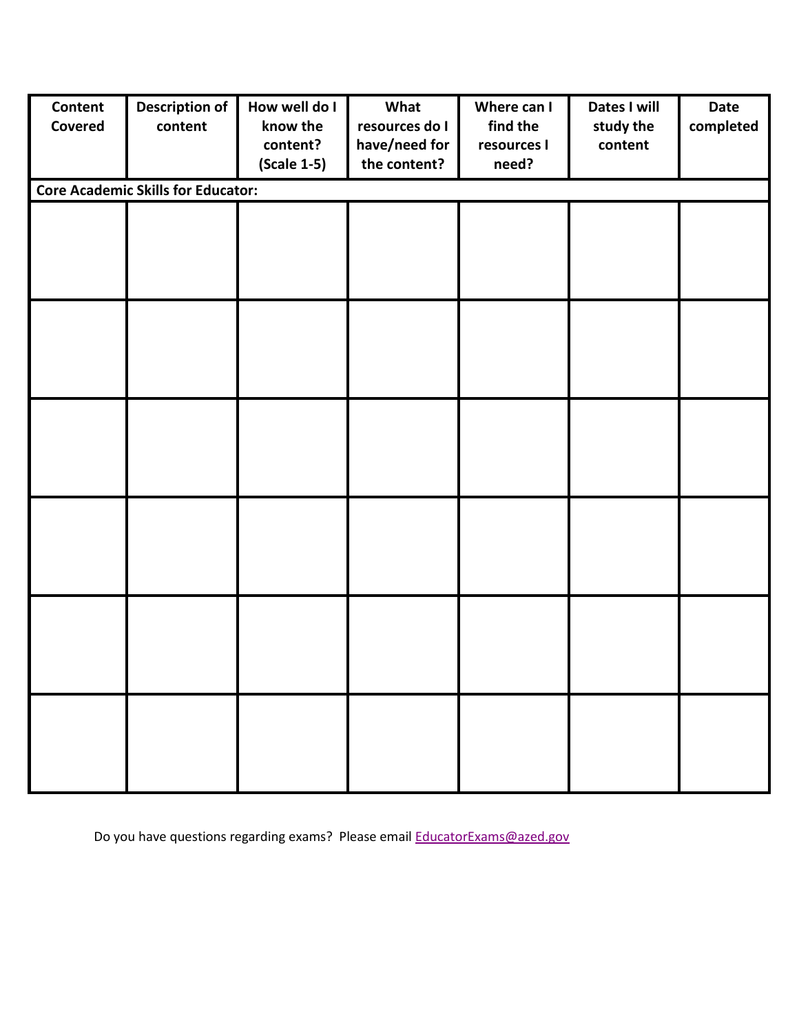| Content Covered | Description of content | How well do I know the content? (Scale 1-5) | What resources do I have/need for the content? | Where can I find the resources I need? | Dates I will study the content | Date completed |
|---|---|---|---|---|---|---|
| **Core Academic Skills for Educator:** | | | | | | |
| | | | | | | |
| | | | | | | |
| | | | | | | |
| | | | | | | |
| | | | | | | |
| | | | | | | |

Do you have questions regarding exams? Please email [EducatorExams@azed.gov](mailto:EducatorExams@azed.gov)